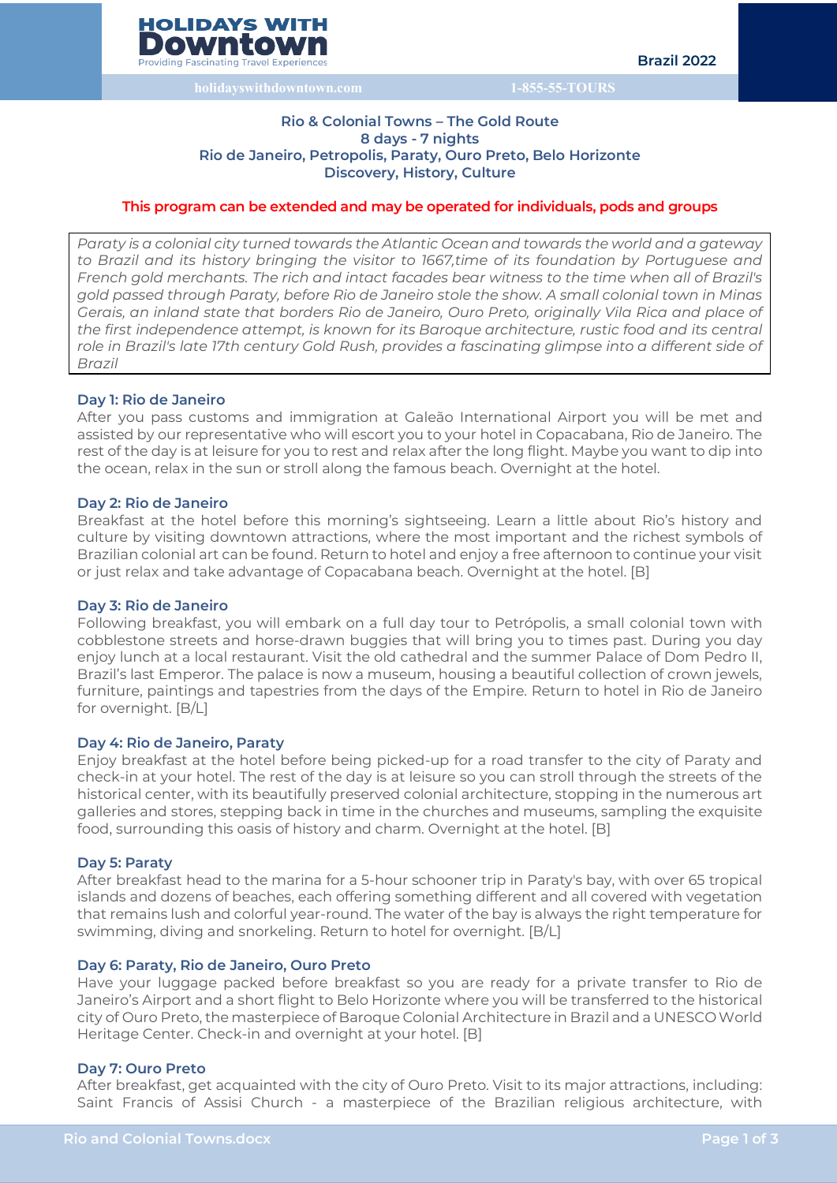**HOLIDAYS WITH Downtown**
Providing Fascinating Travel Experiences

**Brazil 2022**

holidayswithdowntown.com 1-855-55-TOURS

## Rio & Colonial Towns – The Gold Route
**8 days - 7 nights**
**Rio de Janeiro, Petropolis, Paraty, Ouro Preto, Belo Horizonte**
**Discovery, History, Culture**

**This program can be extended and may be operated for individuals, pods and groups**

*Paraty is a colonial city turned towards the Atlantic Ocean and towards the world and a gateway to Brazil and its history bringing the visitor to 1667,time of its foundation by Portuguese and French gold merchants. The rich and intact facades bear witness to the time when all of Brazil's gold passed through Paraty, before Rio de Janeiro stole the show. A small colonial town in Minas Gerais, an inland state that borders Rio de Janeiro, Ouro Preto, originally Vila Rica and place of the first independence attempt, is known for its Baroque architecture, rustic food and its central role in Brazil's late 17th century Gold Rush, provides a fascinating glimpse into a different side of Brazil*

### Day 1: Rio de Janeiro
After you pass customs and immigration at Galeão International Airport you will be met and assisted by our representative who will escort you to your hotel in Copacabana, Rio de Janeiro. The rest of the day is at leisure for you to rest and relax after the long flight. Maybe you want to dip into the ocean, relax in the sun or stroll along the famous beach. Overnight at the hotel.

### Day 2: Rio de Janeiro
Breakfast at the hotel before this morning's sightseeing. Learn a little about Rio's history and culture by visiting downtown attractions, where the most important and the richest symbols of Brazilian colonial art can be found. Return to hotel and enjoy a free afternoon to continue your visit or just relax and take advantage of Copacabana beach. Overnight at the hotel. [B]

### Day 3: Rio de Janeiro
Following breakfast, you will embark on a full day tour to Petrópolis, a small colonial town with cobblestone streets and horse-drawn buggies that will bring you to times past. During you day enjoy lunch at a local restaurant. Visit the old cathedral and the summer Palace of Dom Pedro II, Brazil's last Emperor. The palace is now a museum, housing a beautiful collection of crown jewels, furniture, paintings and tapestries from the days of the Empire. Return to hotel in Rio de Janeiro for overnight. [B/L]

### Day 4: Rio de Janeiro, Paraty
Enjoy breakfast at the hotel before being picked-up for a road transfer to the city of Paraty and check-in at your hotel. The rest of the day is at leisure so you can stroll through the streets of the historical center, with its beautifully preserved colonial architecture, stopping in the numerous art galleries and stores, stepping back in time in the churches and museums, sampling the exquisite food, surrounding this oasis of history and charm. Overnight at the hotel. [B]

### Day 5: Paraty
After breakfast head to the marina for a 5-hour schooner trip in Paraty's bay, with over 65 tropical islands and dozens of beaches, each offering something different and all covered with vegetation that remains lush and colorful year-round. The water of the bay is always the right temperature for swimming, diving and snorkeling. Return to hotel for overnight. [B/L]

### Day 6: Paraty, Rio de Janeiro, Ouro Preto
Have your luggage packed before breakfast so you are ready for a private transfer to Rio de Janeiro's Airport and a short flight to Belo Horizonte where you will be transferred to the historical city of Ouro Preto, the masterpiece of Baroque Colonial Architecture in Brazil and a UNESCO World Heritage Center. Check-in and overnight at your hotel. [B]

### Day 7: Ouro Preto
After breakfast, get acquainted with the city of Ouro Preto. Visit to its major attractions, including: Saint Francis of Assisi Church - a masterpiece of the Brazilian religious architecture, with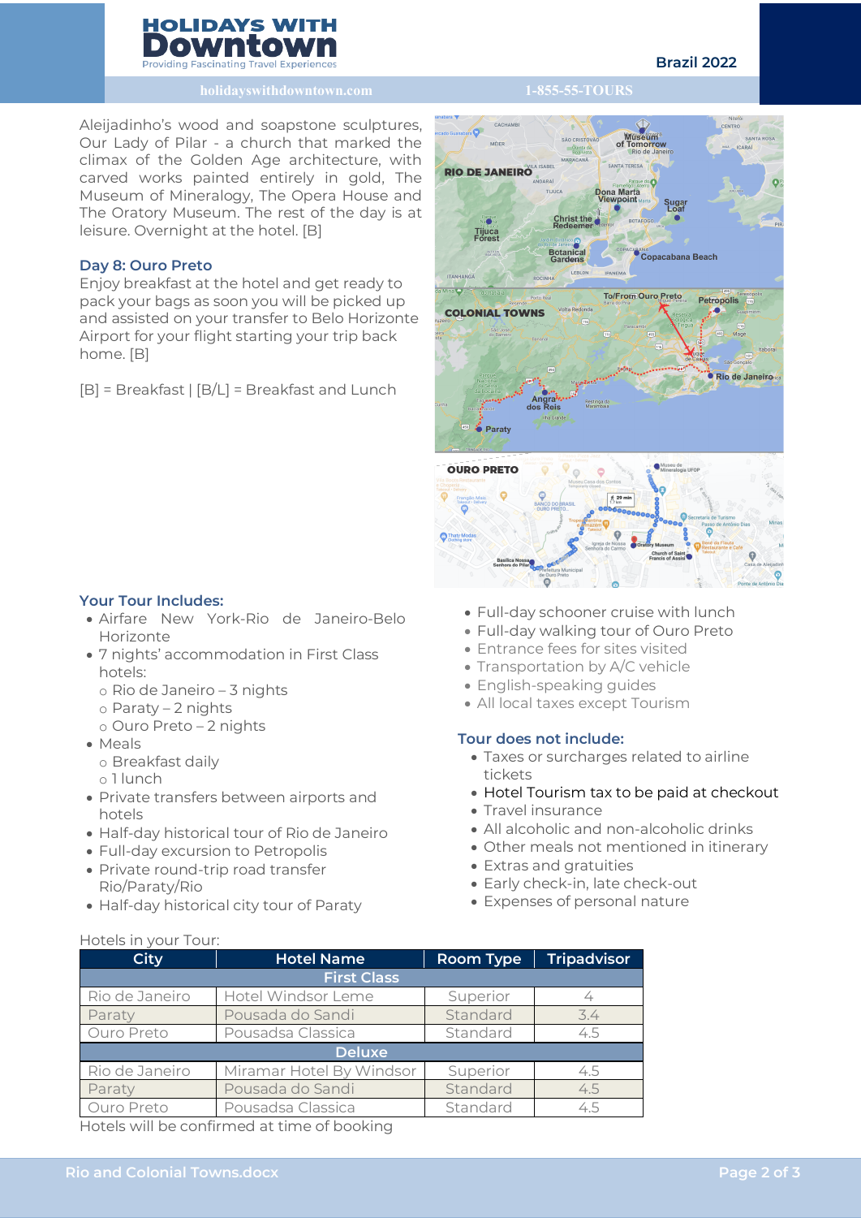Aleijadinho's wood and soapstone sculptures, Our Lady of Pilar - a church that marked the climax of the Golden Age architecture, with carved works painted entirely in gold, The Museum of Mineralogy, The Opera House and The Oratory Museum. The rest of the day is at leisure. Overnight at the hotel. [B]

### Day 8: Ouro Preto

Enjoy breakfast at the hotel and get ready to pack your bags as soon you will be picked up and assisted on your transfer to Belo Horizonte Airport for your flight starting your trip back home. [B]

[B] = Breakfast | [B/L] = Breakfast and Lunch

### Your Tour Includes:

- Airfare New York-Rio de Janeiro-Belo Horizonte
- 7 nights' accommodation in First Class hotels:
  - Rio de Janeiro – 3 nights
  - Paraty – 2 nights
  - Ouro Preto – 2 nights
- Meals
  - Breakfast daily
  - 1 lunch
- Private transfers between airports and hotels
- Half-day historical tour of Rio de Janeiro
- Full-day excursion to Petropolis
- Private round-trip road transfer Rio/Paraty/Rio
- Half-day historical city tour of Paraty
- Full-day schooner cruise with lunch
- Full-day walking tour of Ouro Preto
- Entrance fees for sites visited
- Transportation by A/C vehicle
- English-speaking guides
- All local taxes except Tourism

### Tour does not include:

- Taxes or surcharges related to airline tickets
- Hotel Tourism tax to be paid at checkout
- Travel insurance
- All alcoholic and non-alcoholic drinks
- Other meals not mentioned in itinerary
- Extras and gratuities
- Early check-in, late check-out
- Expenses of personal nature

Hotels in your Tour:

| City | Hotel Name | Room Type | Tripadvisor |
|---|---|---|---|
| First Class | | | |
| Rio de Janeiro | Hotel Windsor Leme | Superior | 4 |
| Paraty | Pousada do Sandi | Standard | 3.4 |
| Ouro Preto | Pousadsa Classica | Standard | 4.5 |
| Deluxe | | | |
| Rio de Janeiro | Miramar Hotel By Windsor | Superior | 4.5 |
| Paraty | Pousada do Sandi | Standard | 4.5 |
| Ouro Preto | Pousadsa Classica | Standard | 4.5 |

Hotels will be confirmed at time of booking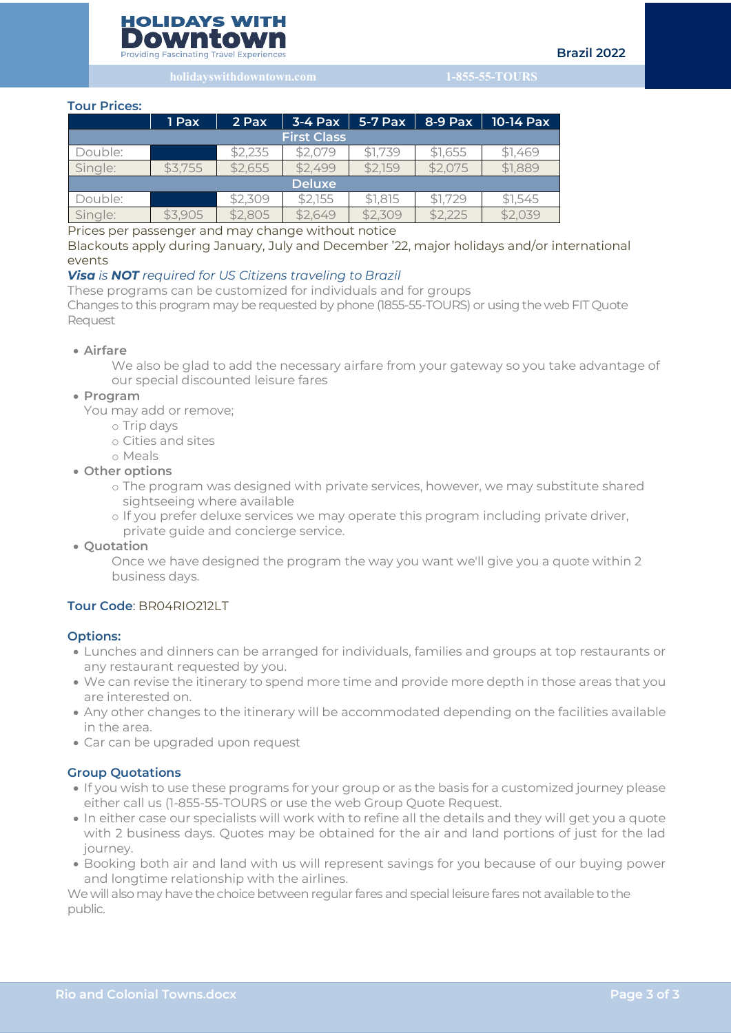### Tour Prices:

| | 1 Pax | 2 Pax | 3-4 Pax | 5-7 Pax | 8-9 Pax | 10-14 Pax |
|---|---|---|---|---|---|---|
| **First Class** | | | | | | |
| Double: | | $2,235 | $2,079 | $1,739 | $1,655 | $1,469 |
| Single: | $3,755 | $2,655 | $2,499 | $2,159 | $2,075 | $1,889 |
| **Deluxe** | | | | | | |
| Double: | | $2,309 | $2,155 | $1,815 | $1,729 | $1,545 |
| Single: | $3,905 | $2,805 | $2,649 | $2,309 | $2,225 | $2,039 |

Prices per passenger and may change without notice

Blackouts apply during January, July and December '22, major holidays and/or international events

***Visa** is **NOT** required for US Citizens traveling to Brazil*

These programs can be customized for individuals and for groups

Changes to this program may be requested by phone (1855-55-TOURS) or using the web FIT Quote Request

- **Airfare**
  
  We also be glad to add the necessary airfare from your gateway so you take advantage of our special discounted leisure fares
- **Program**
  
  You may add or remove;
  - Trip days
  - Cities and sites
  - Meals
- **Other options**
  - The program was designed with private services, however, we may substitute shared sightseeing where available
  - If you prefer deluxe services we may operate this program including private driver, private guide and concierge service.
- **Quotation**
  
  Once we have designed the program the way you want we'll give you a quote within 2 business days.

**Tour Code**: BR04RIO212LT

### Options:

- Lunches and dinners can be arranged for individuals, families and groups at top restaurants or any restaurant requested by you.
- We can revise the itinerary to spend more time and provide more depth in those areas that you are interested on.
- Any other changes to the itinerary will be accommodated depending on the facilities available in the area.
- Car can be upgraded upon request

### Group Quotations

- If you wish to use these programs for your group or as the basis for a customized journey please either call us (1-855-55-TOURS or use the web Group Quote Request.
- In either case our specialists will work with to refine all the details and they will get you a quote with 2 business days. Quotes may be obtained for the air and land portions of just for the lad journey.
- Booking both air and land with us will represent savings for you because of our buying power and longtime relationship with the airlines.

We will also may have the choice between regular fares and special leisure fares not available to the public.